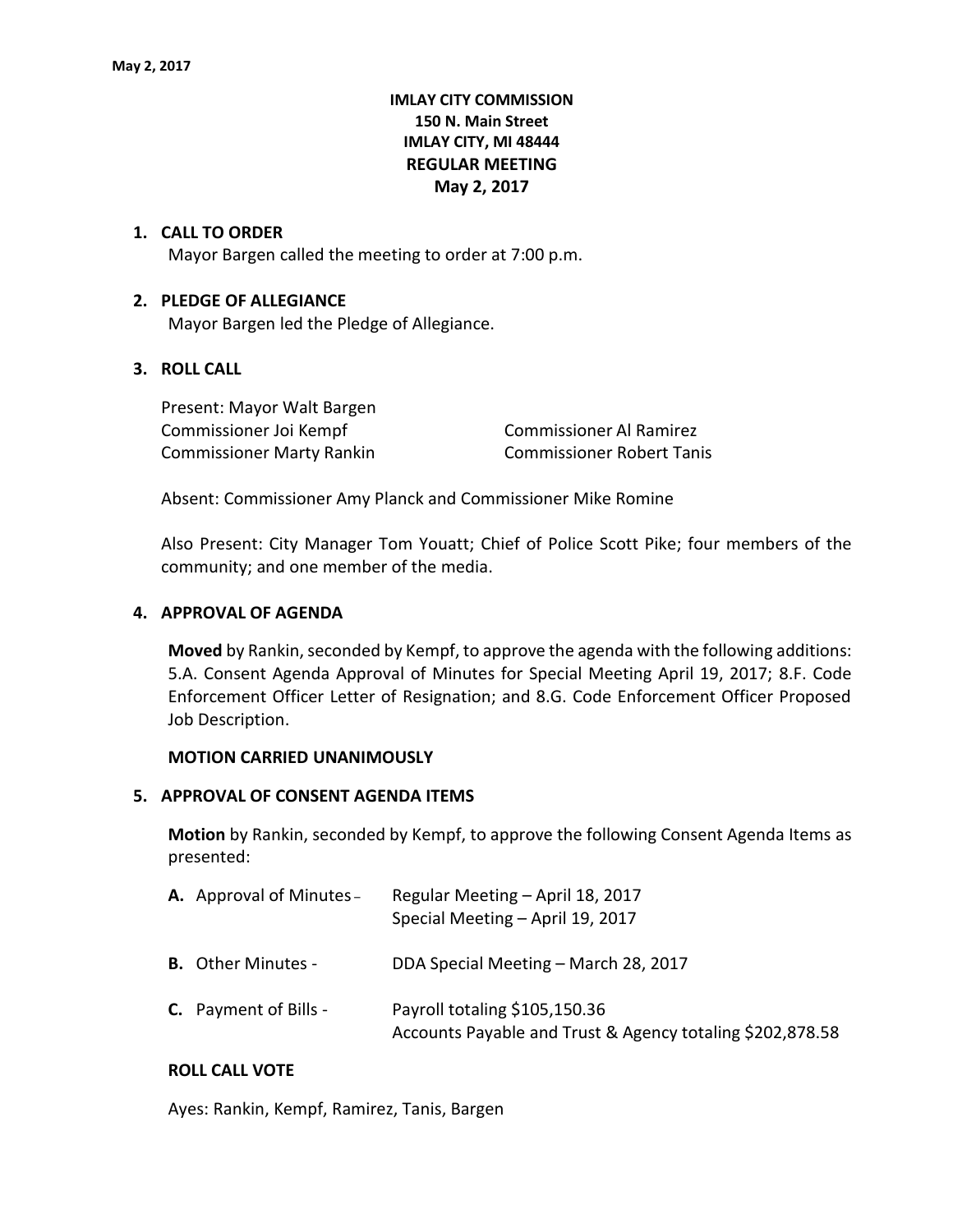**IMLAY CITY COMMISSION**
**150 N. Main Street**
**IMLAY CITY, MI 48444**
**REGULAR MEETING**
**May 2, 2017**

## 1. CALL TO ORDER

Mayor Bargen called the meeting to order at 7:00 p.m.

## 2. PLEDGE OF ALLEGIANCE

Mayor Bargen led the Pledge of Allegiance.

## 3. ROLL CALL

Present: Mayor Walt Bargen
Commissioner Joi Kempf
Commissioner Marty Rankin
Commissioner Al Ramirez
Commissioner Robert Tanis

Absent: Commissioner Amy Planck and Commissioner Mike Romine

Also Present: City Manager Tom Youatt; Chief of Police Scott Pike; four members of the community; and one member of the media.

## 4. APPROVAL OF AGENDA

**Moved** by Rankin, seconded by Kempf, to approve the agenda with the following additions: 5.A. Consent Agenda Approval of Minutes for Special Meeting April 19, 2017; 8.F. Code Enforcement Officer Letter of Resignation; and 8.G. Code Enforcement Officer Proposed Job Description.

**MOTION CARRIED UNANIMOUSLY**

## 5. APPROVAL OF CONSENT AGENDA ITEMS

**Motion** by Rankin, seconded by Kempf, to approve the following Consent Agenda Items as presented:

| | |
|---|---|
| **A.** Approval of Minutes – | Regular Meeting – April 18, 2017<br>Special Meeting – April 19, 2017 |
| **B.** Other Minutes - | DDA Special Meeting – March 28, 2017 |
| **C.** Payment of Bills - | Payroll totaling $105,150.36<br>Accounts Payable and Trust & Agency totaling $202,878.58 |

**ROLL CALL VOTE**

Ayes: Rankin, Kempf, Ramirez, Tanis, Bargen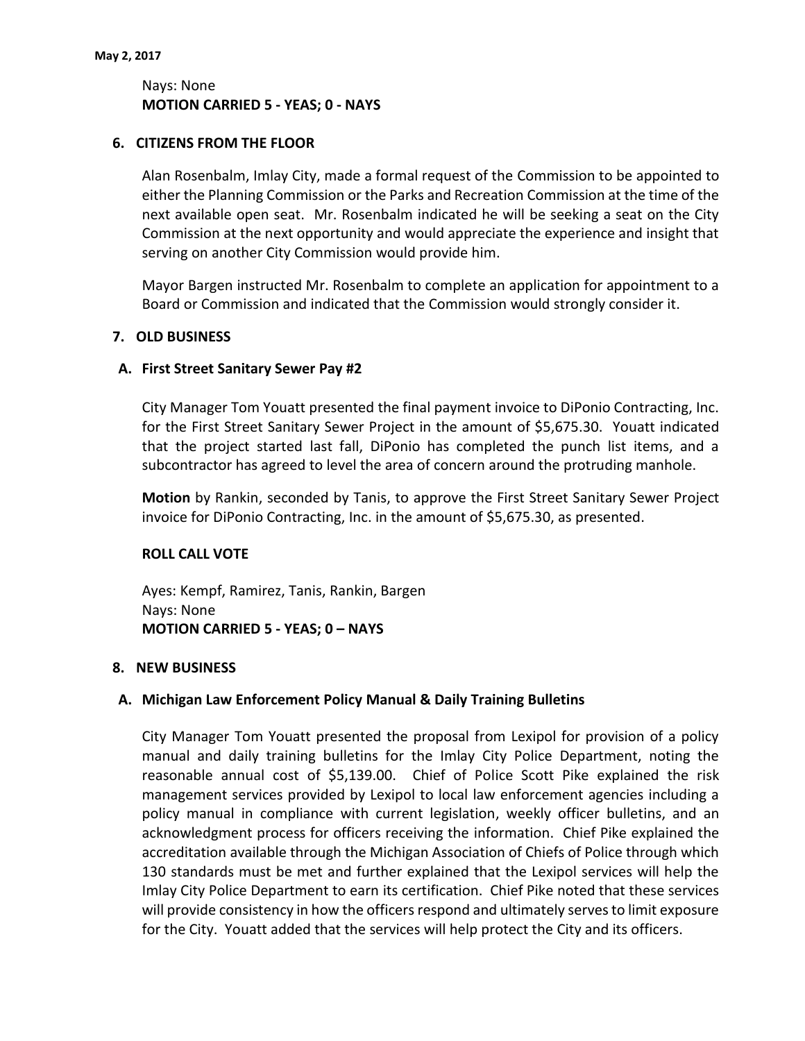Nays: None
**MOTION CARRIED 5 - YEAS; 0 - NAYS**

## 6. CITIZENS FROM THE FLOOR

Alan Rosenbalm, Imlay City, made a formal request of the Commission to be appointed to either the Planning Commission or the Parks and Recreation Commission at the time of the next available open seat. Mr. Rosenbalm indicated he will be seeking a seat on the City Commission at the next opportunity and would appreciate the experience and insight that serving on another City Commission would provide him.

Mayor Bargen instructed Mr. Rosenbalm to complete an application for appointment to a Board or Commission and indicated that the Commission would strongly consider it.

## 7. OLD BUSINESS

### A. First Street Sanitary Sewer Pay #2

City Manager Tom Youatt presented the final payment invoice to DiPonio Contracting, Inc. for the First Street Sanitary Sewer Project in the amount of $5,675.30. Youatt indicated that the project started last fall, DiPonio has completed the punch list items, and a subcontractor has agreed to level the area of concern around the protruding manhole.

**Motion** by Rankin, seconded by Tanis, to approve the First Street Sanitary Sewer Project invoice for DiPonio Contracting, Inc. in the amount of $5,675.30, as presented.

**ROLL CALL VOTE**

Ayes: Kempf, Ramirez, Tanis, Rankin, Bargen
Nays: None
**MOTION CARRIED 5 - YEAS; 0 – NAYS**

## 8. NEW BUSINESS

### A. Michigan Law Enforcement Policy Manual & Daily Training Bulletins

City Manager Tom Youatt presented the proposal from Lexipol for provision of a policy manual and daily training bulletins for the Imlay City Police Department, noting the reasonable annual cost of $5,139.00. Chief of Police Scott Pike explained the risk management services provided by Lexipol to local law enforcement agencies including a policy manual in compliance with current legislation, weekly officer bulletins, and an acknowledgment process for officers receiving the information. Chief Pike explained the accreditation available through the Michigan Association of Chiefs of Police through which 130 standards must be met and further explained that the Lexipol services will help the Imlay City Police Department to earn its certification. Chief Pike noted that these services will provide consistency in how the officers respond and ultimately serves to limit exposure for the City. Youatt added that the services will help protect the City and its officers.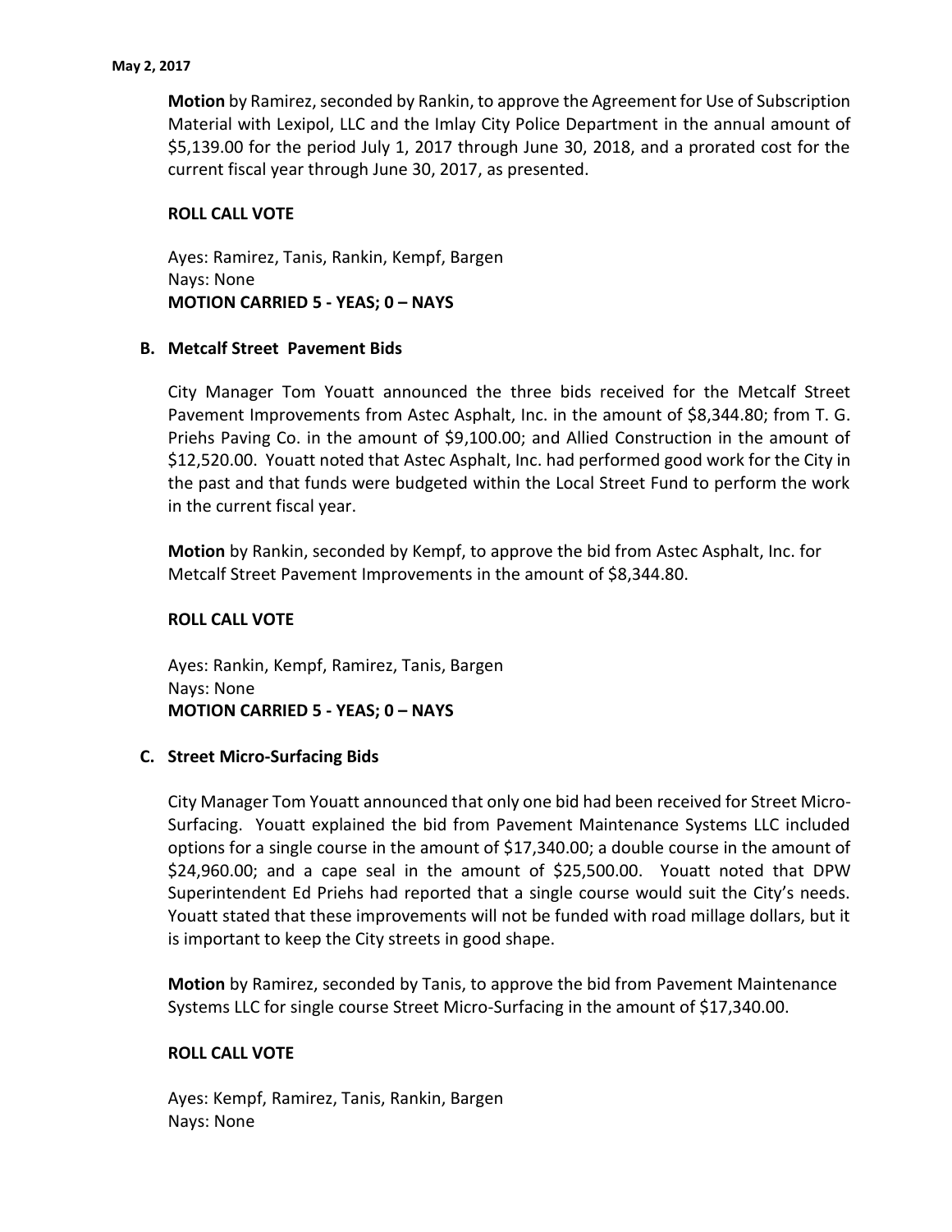**Motion** by Ramirez, seconded by Rankin, to approve the Agreement for Use of Subscription Material with Lexipol, LLC and the Imlay City Police Department in the annual amount of $5,139.00 for the period July 1, 2017 through June 30, 2018, and a prorated cost for the current fiscal year through June 30, 2017, as presented.

**ROLL CALL VOTE**

Ayes: Ramirez, Tanis, Rankin, Kempf, Bargen
Nays: None
**MOTION CARRIED 5 - YEAS; 0 – NAYS**

**B. Metcalf Street Pavement Bids**

City Manager Tom Youatt announced the three bids received for the Metcalf Street Pavement Improvements from Astec Asphalt, Inc. in the amount of $8,344.80; from T. G. Priehs Paving Co. in the amount of $9,100.00; and Allied Construction in the amount of $12,520.00. Youatt noted that Astec Asphalt, Inc. had performed good work for the City in the past and that funds were budgeted within the Local Street Fund to perform the work in the current fiscal year.

**Motion** by Rankin, seconded by Kempf, to approve the bid from Astec Asphalt, Inc. for Metcalf Street Pavement Improvements in the amount of $8,344.80.

**ROLL CALL VOTE**

Ayes: Rankin, Kempf, Ramirez, Tanis, Bargen
Nays: None
**MOTION CARRIED 5 - YEAS; 0 – NAYS**

**C. Street Micro-Surfacing Bids**

City Manager Tom Youatt announced that only one bid had been received for Street Micro-Surfacing. Youatt explained the bid from Pavement Maintenance Systems LLC included options for a single course in the amount of $17,340.00; a double course in the amount of $24,960.00; and a cape seal in the amount of $25,500.00. Youatt noted that DPW Superintendent Ed Priehs had reported that a single course would suit the City's needs. Youatt stated that these improvements will not be funded with road millage dollars, but it is important to keep the City streets in good shape.

**Motion** by Ramirez, seconded by Tanis, to approve the bid from Pavement Maintenance Systems LLC for single course Street Micro-Surfacing in the amount of $17,340.00.

**ROLL CALL VOTE**

Ayes: Kempf, Ramirez, Tanis, Rankin, Bargen
Nays: None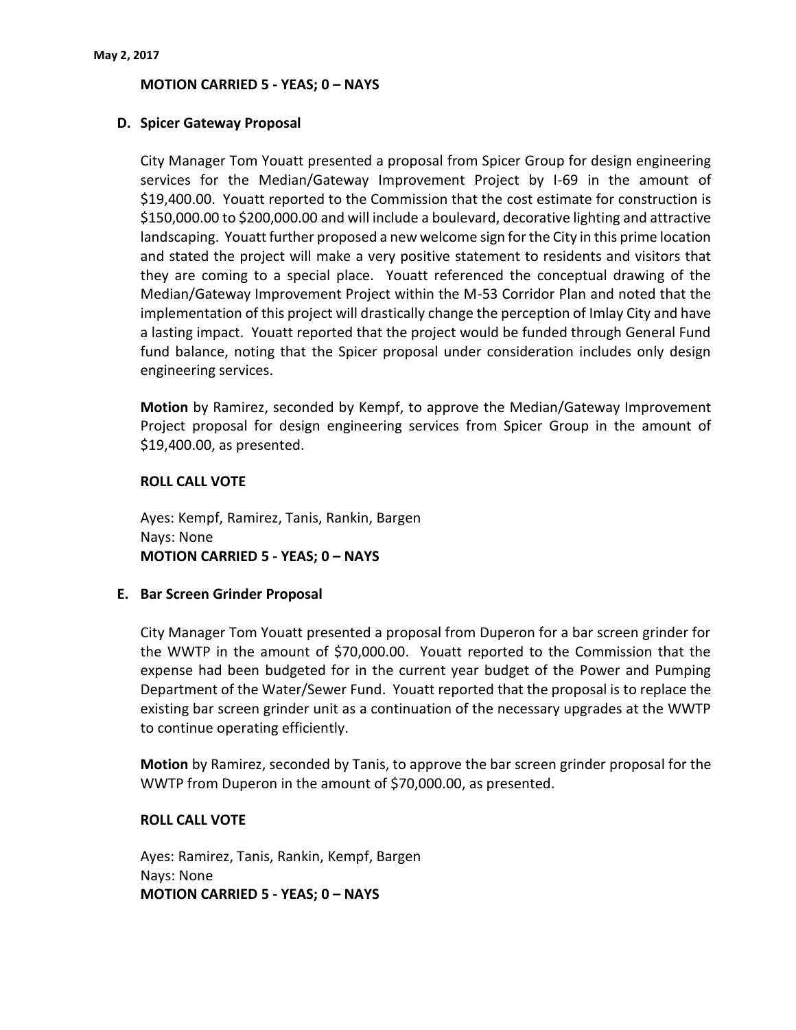**MOTION CARRIED 5 - YEAS; 0 – NAYS**

**D. Spicer Gateway Proposal**

City Manager Tom Youatt presented a proposal from Spicer Group for design engineering services for the Median/Gateway Improvement Project by I-69 in the amount of $19,400.00. Youatt reported to the Commission that the cost estimate for construction is $150,000.00 to $200,000.00 and will include a boulevard, decorative lighting and attractive landscaping. Youatt further proposed a new welcome sign for the City in this prime location and stated the project will make a very positive statement to residents and visitors that they are coming to a special place. Youatt referenced the conceptual drawing of the Median/Gateway Improvement Project within the M-53 Corridor Plan and noted that the implementation of this project will drastically change the perception of Imlay City and have a lasting impact. Youatt reported that the project would be funded through General Fund fund balance, noting that the Spicer proposal under consideration includes only design engineering services.

**Motion** by Ramirez, seconded by Kempf, to approve the Median/Gateway Improvement Project proposal for design engineering services from Spicer Group in the amount of $19,400.00, as presented.

**ROLL CALL VOTE**

Ayes: Kempf, Ramirez, Tanis, Rankin, Bargen
Nays: None
**MOTION CARRIED 5 - YEAS; 0 – NAYS**

**E. Bar Screen Grinder Proposal**

City Manager Tom Youatt presented a proposal from Duperon for a bar screen grinder for the WWTP in the amount of $70,000.00. Youatt reported to the Commission that the expense had been budgeted for in the current year budget of the Power and Pumping Department of the Water/Sewer Fund. Youatt reported that the proposal is to replace the existing bar screen grinder unit as a continuation of the necessary upgrades at the WWTP to continue operating efficiently.

**Motion** by Ramirez, seconded by Tanis, to approve the bar screen grinder proposal for the WWTP from Duperon in the amount of $70,000.00, as presented.

**ROLL CALL VOTE**

Ayes: Ramirez, Tanis, Rankin, Kempf, Bargen
Nays: None
**MOTION CARRIED 5 - YEAS; 0 – NAYS**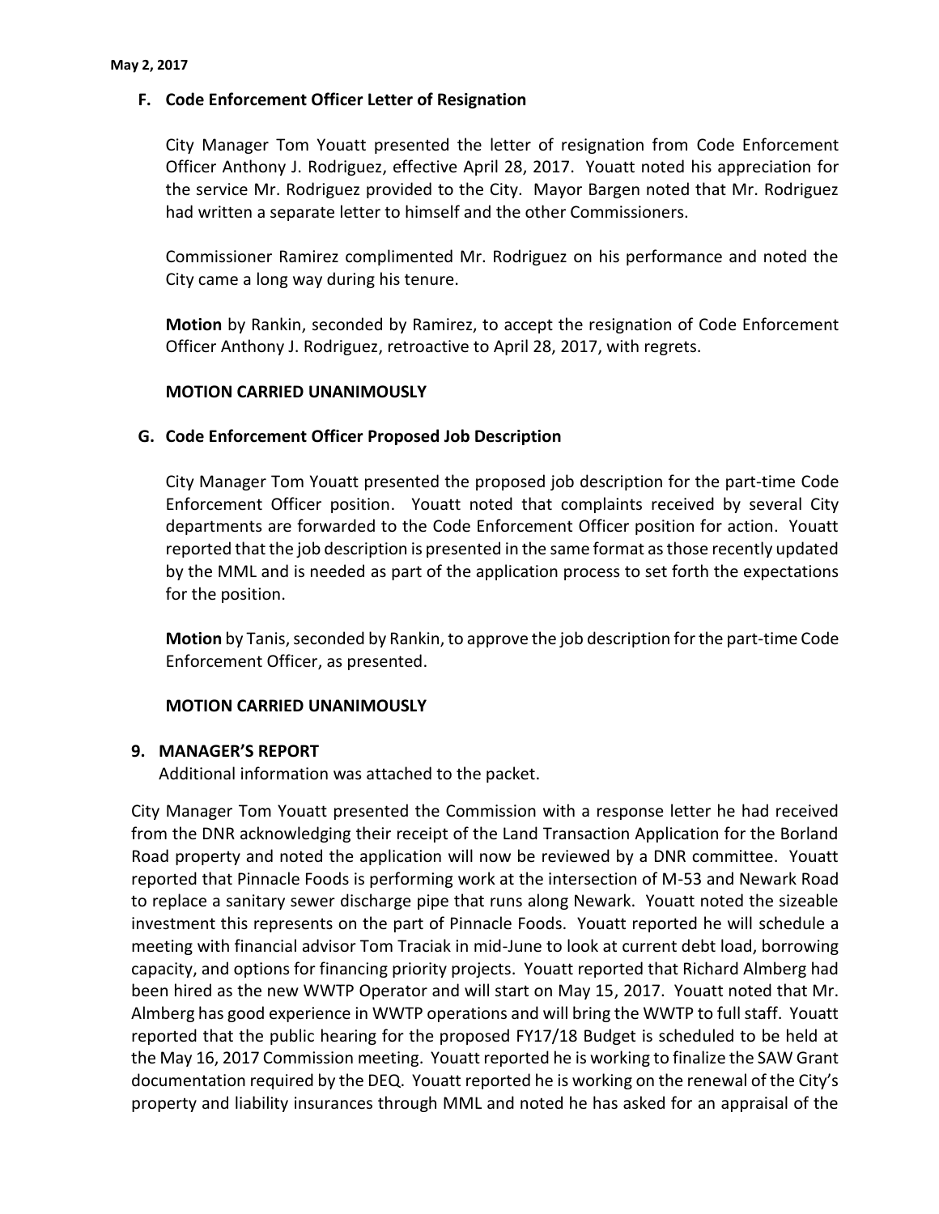### F. Code Enforcement Officer Letter of Resignation

City Manager Tom Youatt presented the letter of resignation from Code Enforcement Officer Anthony J. Rodriguez, effective April 28, 2017. Youatt noted his appreciation for the service Mr. Rodriguez provided to the City. Mayor Bargen noted that Mr. Rodriguez had written a separate letter to himself and the other Commissioners.

Commissioner Ramirez complimented Mr. Rodriguez on his performance and noted the City came a long way during his tenure.

**Motion** by Rankin, seconded by Ramirez, to accept the resignation of Code Enforcement Officer Anthony J. Rodriguez, retroactive to April 28, 2017, with regrets.

**MOTION CARRIED UNANIMOUSLY**

### G. Code Enforcement Officer Proposed Job Description

City Manager Tom Youatt presented the proposed job description for the part-time Code Enforcement Officer position. Youatt noted that complaints received by several City departments are forwarded to the Code Enforcement Officer position for action. Youatt reported that the job description is presented in the same format as those recently updated by the MML and is needed as part of the application process to set forth the expectations for the position.

**Motion** by Tanis, seconded by Rankin, to approve the job description for the part-time Code Enforcement Officer, as presented.

**MOTION CARRIED UNANIMOUSLY**

## 9. MANAGER'S REPORT

Additional information was attached to the packet.

City Manager Tom Youatt presented the Commission with a response letter he had received from the DNR acknowledging their receipt of the Land Transaction Application for the Borland Road property and noted the application will now be reviewed by a DNR committee. Youatt reported that Pinnacle Foods is performing work at the intersection of M-53 and Newark Road to replace a sanitary sewer discharge pipe that runs along Newark. Youatt noted the sizeable investment this represents on the part of Pinnacle Foods. Youatt reported he will schedule a meeting with financial advisor Tom Traciak in mid-June to look at current debt load, borrowing capacity, and options for financing priority projects. Youatt reported that Richard Almberg had been hired as the new WWTP Operator and will start on May 15, 2017. Youatt noted that Mr. Almberg has good experience in WWTP operations and will bring the WWTP to full staff. Youatt reported that the public hearing for the proposed FY17/18 Budget is scheduled to be held at the May 16, 2017 Commission meeting. Youatt reported he is working to finalize the SAW Grant documentation required by the DEQ. Youatt reported he is working on the renewal of the City's property and liability insurances through MML and noted he has asked for an appraisal of the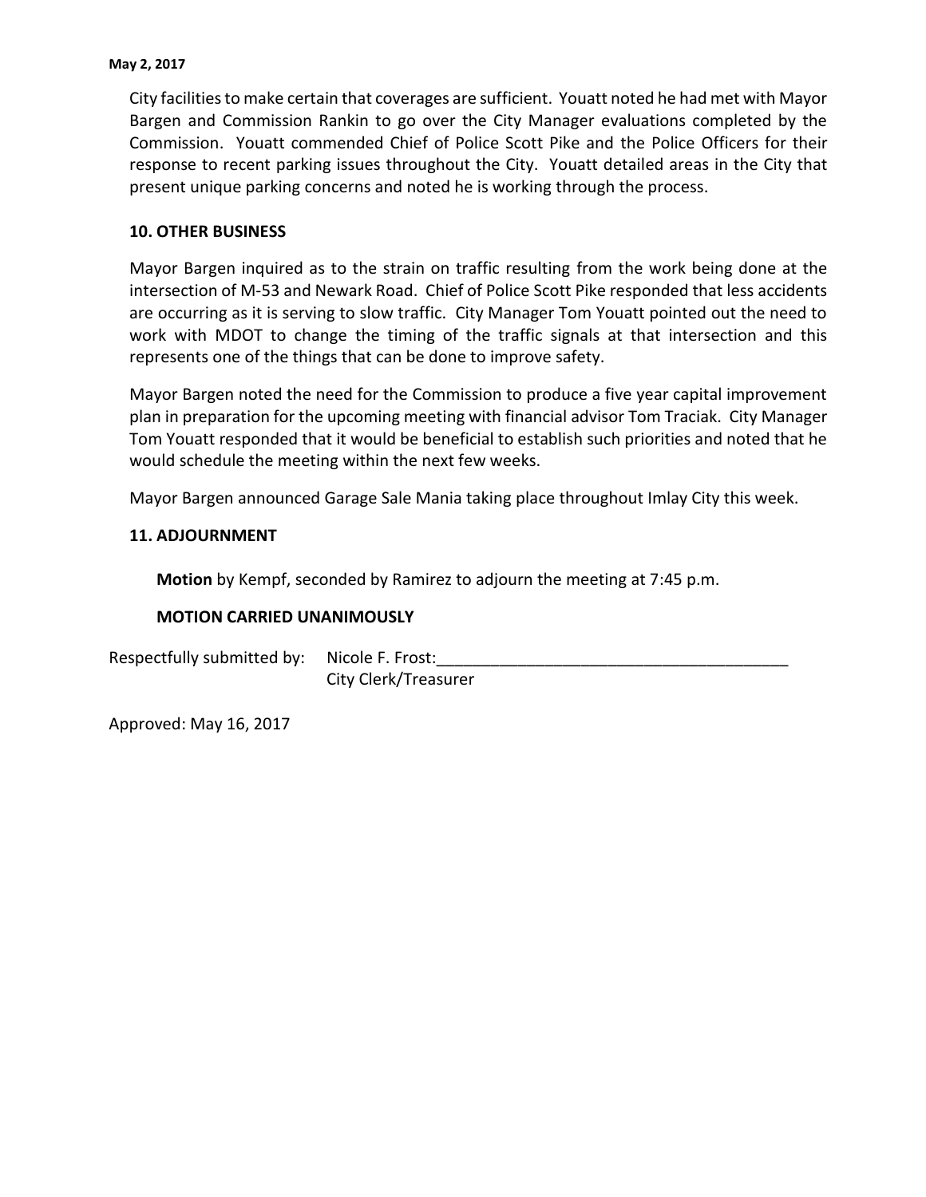City facilities to make certain that coverages are sufficient. Youatt noted he had met with Mayor Bargen and Commission Rankin to go over the City Manager evaluations completed by the Commission. Youatt commended Chief of Police Scott Pike and the Police Officers for their response to recent parking issues throughout the City. Youatt detailed areas in the City that present unique parking concerns and noted he is working through the process.

## 10. OTHER BUSINESS

Mayor Bargen inquired as to the strain on traffic resulting from the work being done at the intersection of M-53 and Newark Road. Chief of Police Scott Pike responded that less accidents are occurring as it is serving to slow traffic. City Manager Tom Youatt pointed out the need to work with MDOT to change the timing of the traffic signals at that intersection and this represents one of the things that can be done to improve safety.

Mayor Bargen noted the need for the Commission to produce a five year capital improvement plan in preparation for the upcoming meeting with financial advisor Tom Traciak. City Manager Tom Youatt responded that it would be beneficial to establish such priorities and noted that he would schedule the meeting within the next few weeks.

Mayor Bargen announced Garage Sale Mania taking place throughout Imlay City this week.

## 11. ADJOURNMENT

**Motion** by Kempf, seconded by Ramirez to adjourn the meeting at 7:45 p.m.

**MOTION CARRIED UNANIMOUSLY**

Respectfully submitted by: Nicole F. Frost:________________________________________
City Clerk/Treasurer

Approved: May 16, 2017